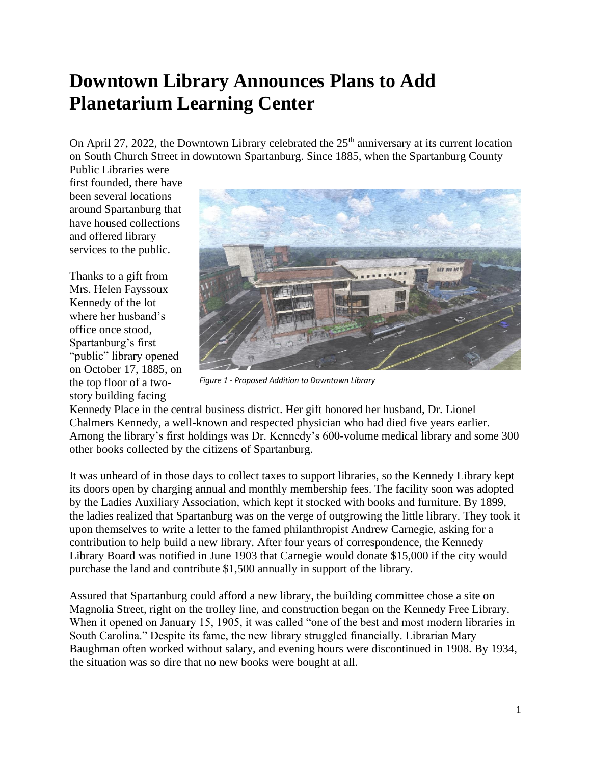# Downtown Library Announces Plans to Add Planetarium Learning Center

On April 27, 2022, the Downtown Library celebrated the 25th anniversary at its current location on South Church Street in downtown Spartanburg. Since 1885, when the Spartanburg County Public Libraries were first founded, there have been several locations around Spartanburg that have housed collections and offered library services to the public.

*Figure 1 - Proposed Addition to Downtown Library*

Thanks to a gift from Mrs. Helen Fayssoux Kennedy of the lot where her husband's office once stood, Spartanburg's first "public" library opened on October 17, 1885, on the top floor of a two-story building facing Kennedy Place in the central business district. Her gift honored her husband, Dr. Lionel Chalmers Kennedy, a well-known and respected physician who had died five years earlier. Among the library's first holdings was Dr. Kennedy's 600-volume medical library and some 300 other books collected by the citizens of Spartanburg.

It was unheard of in those days to collect taxes to support libraries, so the Kennedy Library kept its doors open by charging annual and monthly membership fees. The facility soon was adopted by the Ladies Auxiliary Association, which kept it stocked with books and furniture. By 1899, the ladies realized that Spartanburg was on the verge of outgrowing the little library. They took it upon themselves to write a letter to the famed philanthropist Andrew Carnegie, asking for a contribution to help build a new library. After four years of correspondence, the Kennedy Library Board was notified in June 1903 that Carnegie would donate $15,000 if the city would purchase the land and contribute $1,500 annually in support of the library.

Assured that Spartanburg could afford a new library, the building committee chose a site on Magnolia Street, right on the trolley line, and construction began on the Kennedy Free Library. When it opened on January 15, 1905, it was called "one of the best and most modern libraries in South Carolina." Despite its fame, the new library struggled financially. Librarian Mary Baughman often worked without salary, and evening hours were discontinued in 1908. By 1934, the situation was so dire that no new books were bought at all.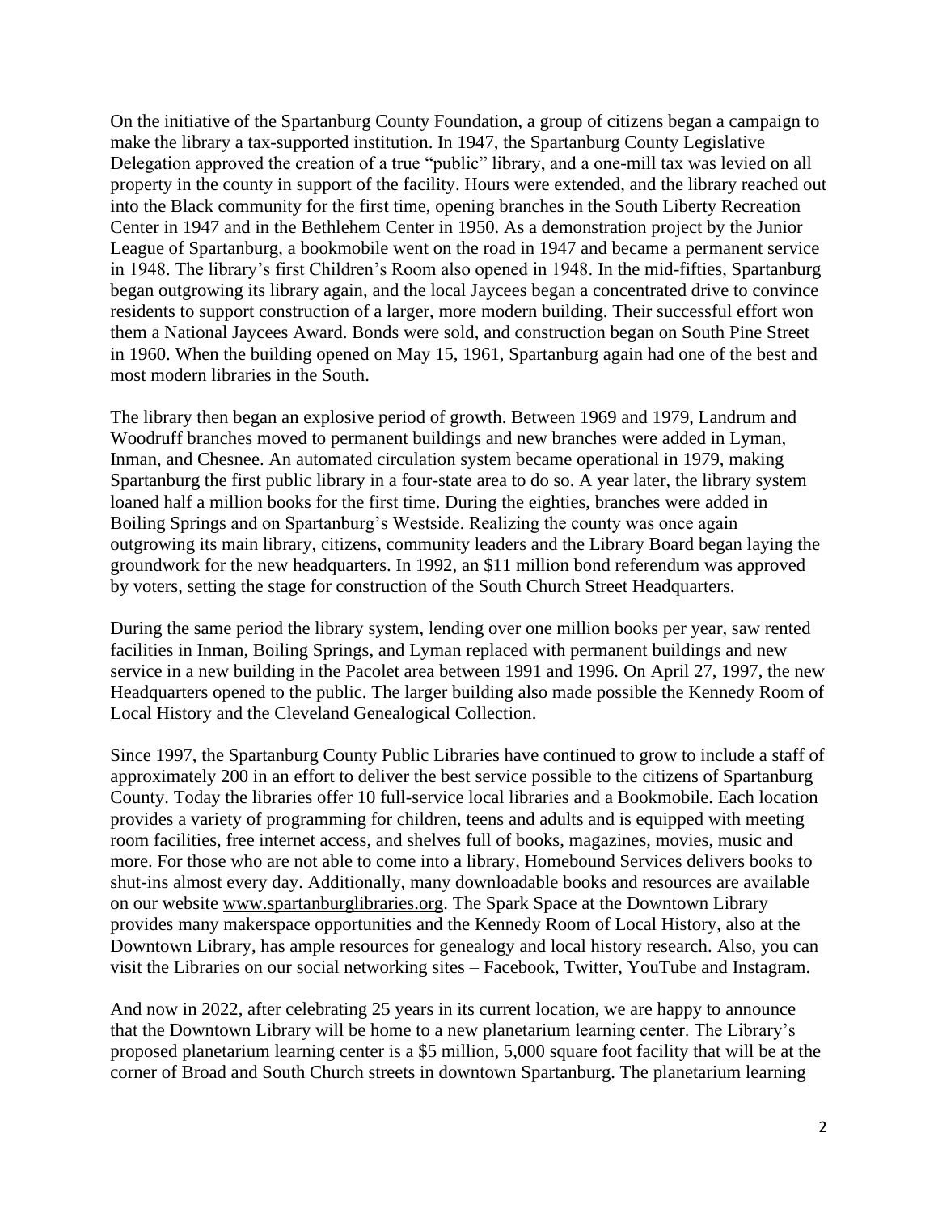On the initiative of the Spartanburg County Foundation, a group of citizens began a campaign to make the library a tax-supported institution. In 1947, the Spartanburg County Legislative Delegation approved the creation of a true "public" library, and a one-mill tax was levied on all property in the county in support of the facility. Hours were extended, and the library reached out into the Black community for the first time, opening branches in the South Liberty Recreation Center in 1947 and in the Bethlehem Center in 1950. As a demonstration project by the Junior League of Spartanburg, a bookmobile went on the road in 1947 and became a permanent service in 1948. The library's first Children's Room also opened in 1948. In the mid-fifties, Spartanburg began outgrowing its library again, and the local Jaycees began a concentrated drive to convince residents to support construction of a larger, more modern building. Their successful effort won them a National Jaycees Award. Bonds were sold, and construction began on South Pine Street in 1960. When the building opened on May 15, 1961, Spartanburg again had one of the best and most modern libraries in the South.

The library then began an explosive period of growth. Between 1969 and 1979, Landrum and Woodruff branches moved to permanent buildings and new branches were added in Lyman, Inman, and Chesnee. An automated circulation system became operational in 1979, making Spartanburg the first public library in a four-state area to do so. A year later, the library system loaned half a million books for the first time. During the eighties, branches were added in Boiling Springs and on Spartanburg's Westside. Realizing the county was once again outgrowing its main library, citizens, community leaders and the Library Board began laying the groundwork for the new headquarters. In 1992, an $11 million bond referendum was approved by voters, setting the stage for construction of the South Church Street Headquarters.

During the same period the library system, lending over one million books per year, saw rented facilities in Inman, Boiling Springs, and Lyman replaced with permanent buildings and new service in a new building in the Pacolet area between 1991 and 1996. On April 27, 1997, the new Headquarters opened to the public. The larger building also made possible the Kennedy Room of Local History and the Cleveland Genealogical Collection.

Since 1997, the Spartanburg County Public Libraries have continued to grow to include a staff of approximately 200 in an effort to deliver the best service possible to the citizens of Spartanburg County. Today the libraries offer 10 full-service local libraries and a Bookmobile. Each location provides a variety of programming for children, teens and adults and is equipped with meeting room facilities, free internet access, and shelves full of books, magazines, movies, music and more. For those who are not able to come into a library, Homebound Services delivers books to shut-ins almost every day. Additionally, many downloadable books and resources are available on our website www.spartanburglibraries.org. The Spark Space at the Downtown Library provides many makerspace opportunities and the Kennedy Room of Local History, also at the Downtown Library, has ample resources for genealogy and local history research. Also, you can visit the Libraries on our social networking sites – Facebook, Twitter, YouTube and Instagram.

And now in 2022, after celebrating 25 years in its current location, we are happy to announce that the Downtown Library will be home to a new planetarium learning center. The Library's proposed planetarium learning center is a $5 million, 5,000 square foot facility that will be at the corner of Broad and South Church streets in downtown Spartanburg. The planetarium learning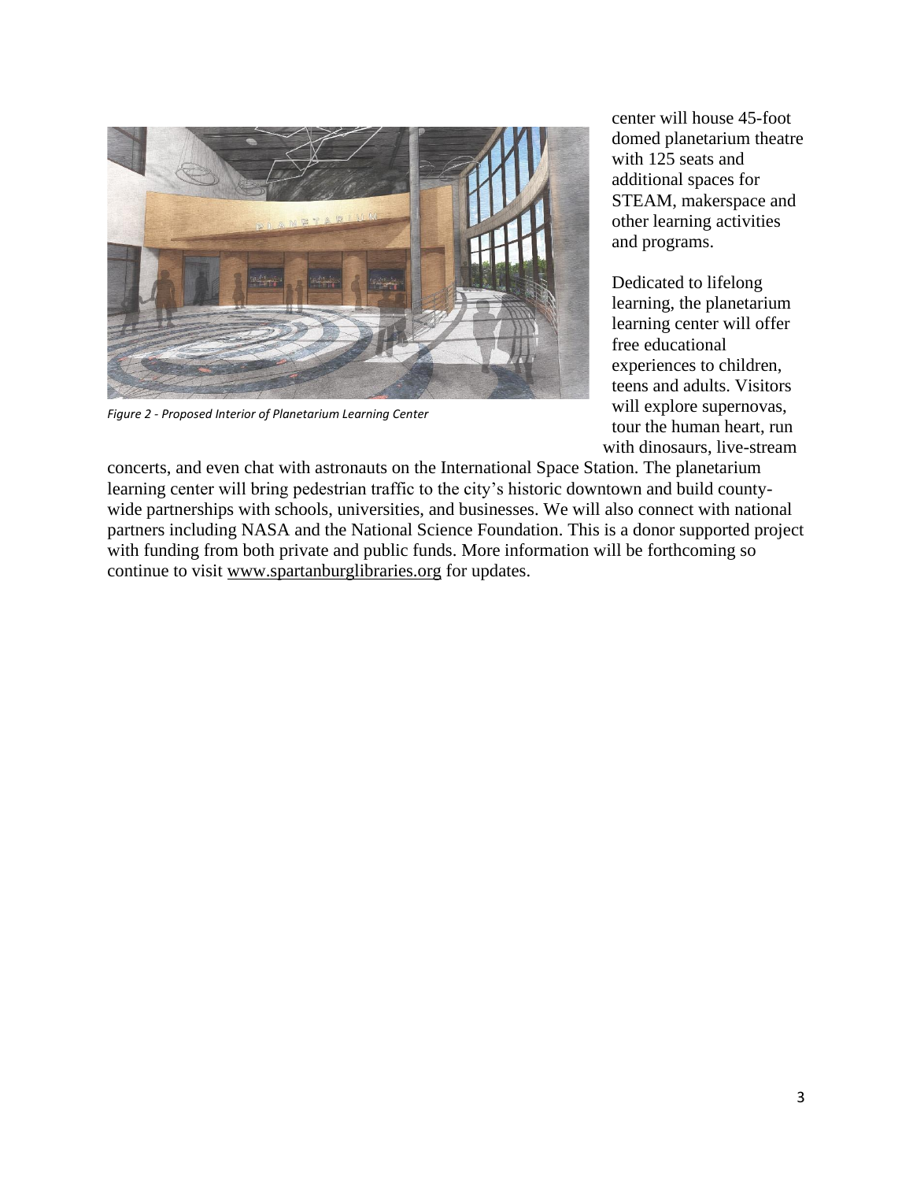center will house 45-foot domed planetarium theatre with 125 seats and additional spaces for STEAM, makerspace and other learning activities and programs.

*Figure 2 - Proposed Interior of Planetarium Learning Center*

Dedicated to lifelong learning, the planetarium learning center will offer free educational experiences to children, teens and adults. Visitors will explore supernovas, tour the human heart, run with dinosaurs, live-stream concerts, and even chat with astronauts on the International Space Station. The planetarium learning center will bring pedestrian traffic to the city's historic downtown and build county-wide partnerships with schools, universities, and businesses. We will also connect with national partners including NASA and the National Science Foundation. This is a donor supported project with funding from both private and public funds. More information will be forthcoming so continue to visit www.spartanburglibraries.org for updates.